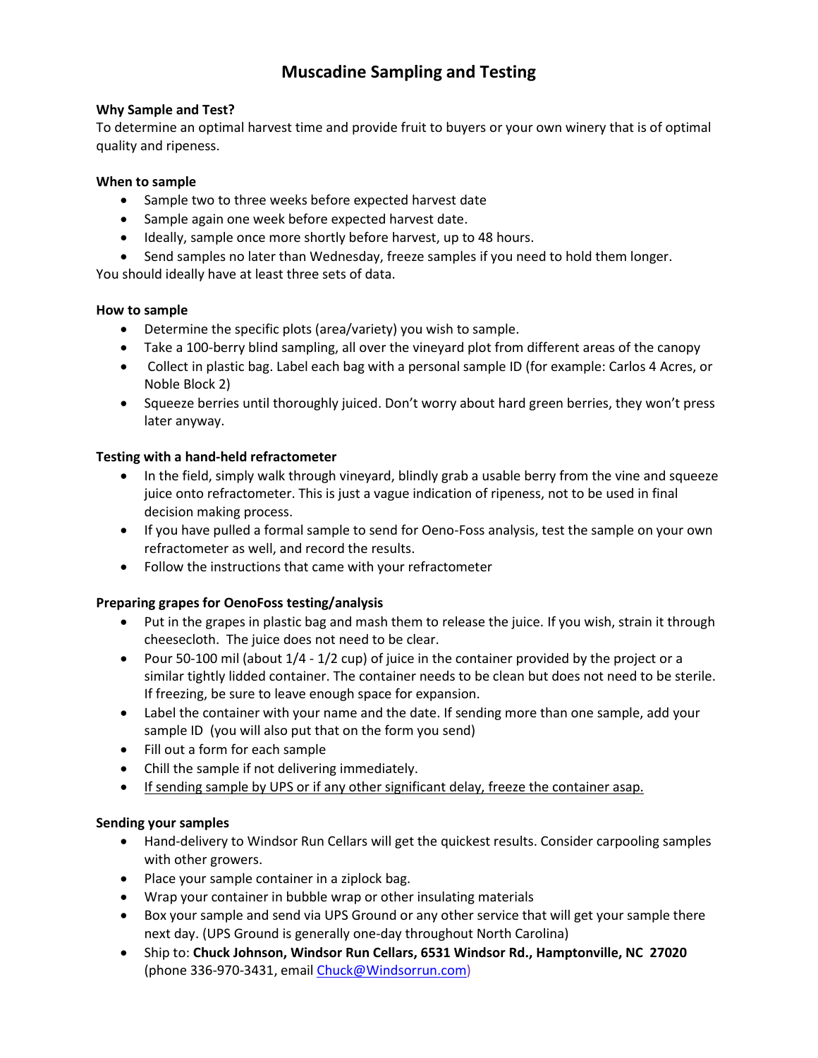# Muscadine Sampling and Testing

**Why Sample and Test?**

To determine an optimal harvest time and provide fruit to buyers or your own winery that is of optimal quality and ripeness.

**When to sample**

- Sample two to three weeks before expected harvest date
- Sample again one week before expected harvest date.
- Ideally, sample once more shortly before harvest, up to 48 hours.
- Send samples no later than Wednesday, freeze samples if you need to hold them longer.

You should ideally have at least three sets of data.

**How to sample**

- Determine the specific plots (area/variety) you wish to sample.
- Take a 100-berry blind sampling, all over the vineyard plot from different areas of the canopy
- Collect in plastic bag. Label each bag with a personal sample ID (for example: Carlos 4 Acres, or Noble Block 2)
- Squeeze berries until thoroughly juiced. Don't worry about hard green berries, they won't press later anyway.

**Testing with a hand-held refractometer**

- In the field, simply walk through vineyard, blindly grab a usable berry from the vine and squeeze juice onto refractometer. This is just a vague indication of ripeness, not to be used in final decision making process.
- If you have pulled a formal sample to send for Oeno-Foss analysis, test the sample on your own refractometer as well, and record the results.
- Follow the instructions that came with your refractometer

**Preparing grapes for OenoFoss testing/analysis**

- Put in the grapes in plastic bag and mash them to release the juice. If you wish, strain it through cheesecloth. The juice does not need to be clear.
- Pour 50-100 mil (about 1/4 - 1/2 cup) of juice in the container provided by the project or a similar tightly lidded container. The container needs to be clean but does not need to be sterile. If freezing, be sure to leave enough space for expansion.
- Label the container with your name and the date. If sending more than one sample, add your sample ID (you will also put that on the form you send)
- Fill out a form for each sample
- Chill the sample if not delivering immediately.
- <u>If sending sample by UPS or if any other significant delay, freeze the container asap.</u>

**Sending your samples**

- Hand-delivery to Windsor Run Cellars will get the quickest results. Consider carpooling samples with other growers.
- Place your sample container in a ziplock bag.
- Wrap your container in bubble wrap or other insulating materials
- Box your sample and send via UPS Ground or any other service that will get your sample there next day. (UPS Ground is generally one-day throughout North Carolina)
- Ship to: **Chuck Johnson, Windsor Run Cellars, 6531 Windsor Rd., Hamptonville, NC 27020** (phone 336-970-3431, email Chuck@Windsorrun.com)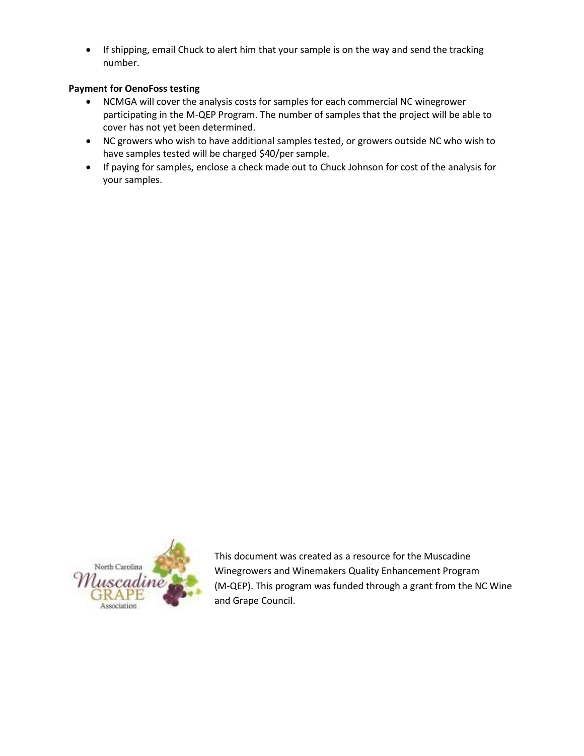- If shipping, email Chuck to alert him that your sample is on the way and send the tracking number.

**Payment for OenoFoss testing**

- NCMGA will cover the analysis costs for samples for each commercial NC winegrower participating in the M-QEP Program. The number of samples that the project will be able to cover has not yet been determined.
- NC growers who wish to have additional samples tested, or growers outside NC who wish to have samples tested will be charged $40/per sample.
- If paying for samples, enclose a check made out to Chuck Johnson for cost of the analysis for your samples.

This document was created as a resource for the Muscadine Winegrowers and Winemakers Quality Enhancement Program (M-QEP). This program was funded through a grant from the NC Wine and Grape Council.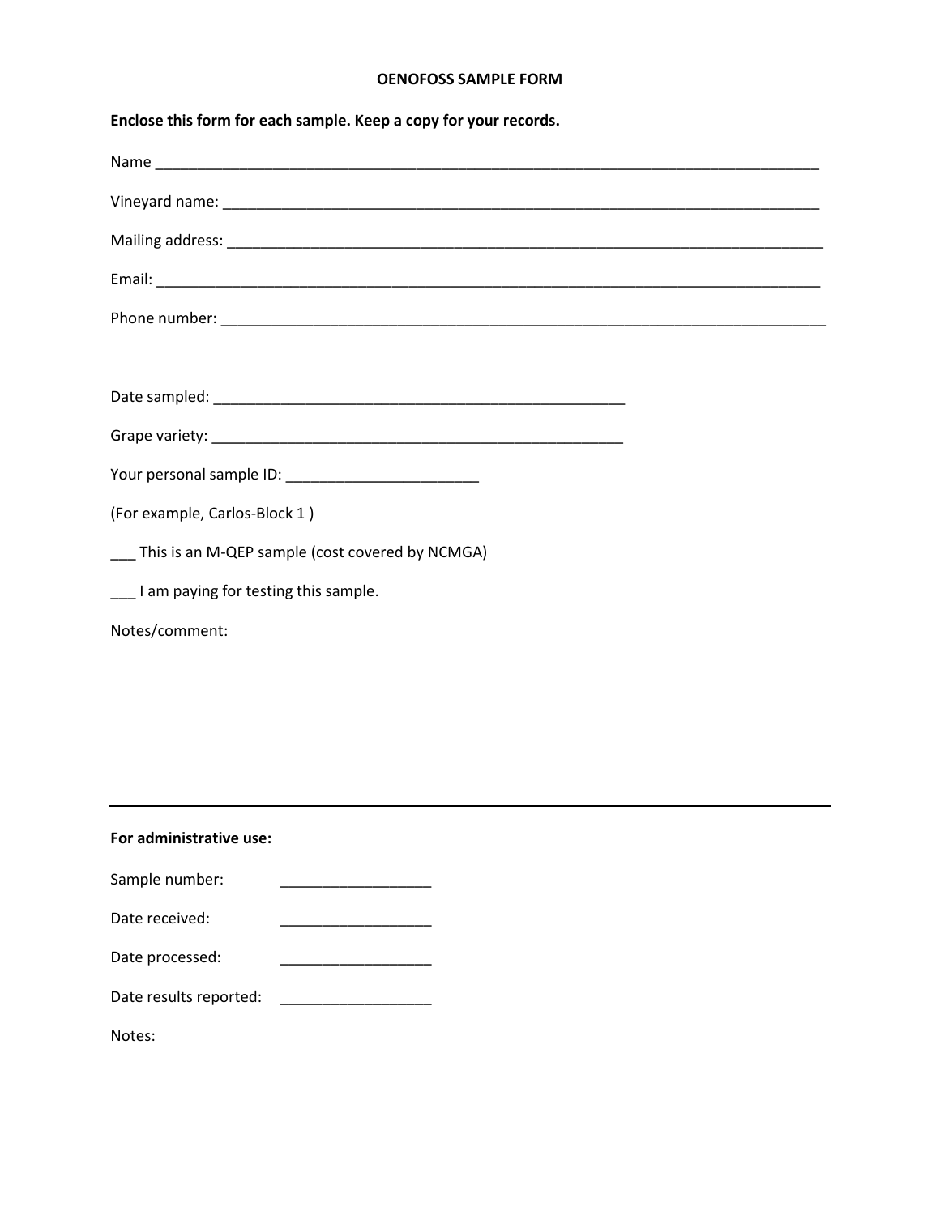# OENOFOSS SAMPLE FORM

**Enclose this form for each sample. Keep a copy for your records.**

Name ___________________________________________________________________________

Vineyard name: _____________________________________________________________________

Mailing address: ____________________________________________________________________

Email: ____________________________________________________________________________

Phone number: ______________________________________________________________________

Date sampled: ______________________________________________

Grape variety: ______________________________________________

Your personal sample ID: _______________________

(For example, Carlos-Block 1 )

___ This is an M-QEP sample (cost covered by NCMGA)

___ I am paying for testing this sample.

Notes/comment:

---

**For administrative use:**

Sample number: __________________

Date received: __________________

Date processed: __________________

Date results reported: __________________

Notes: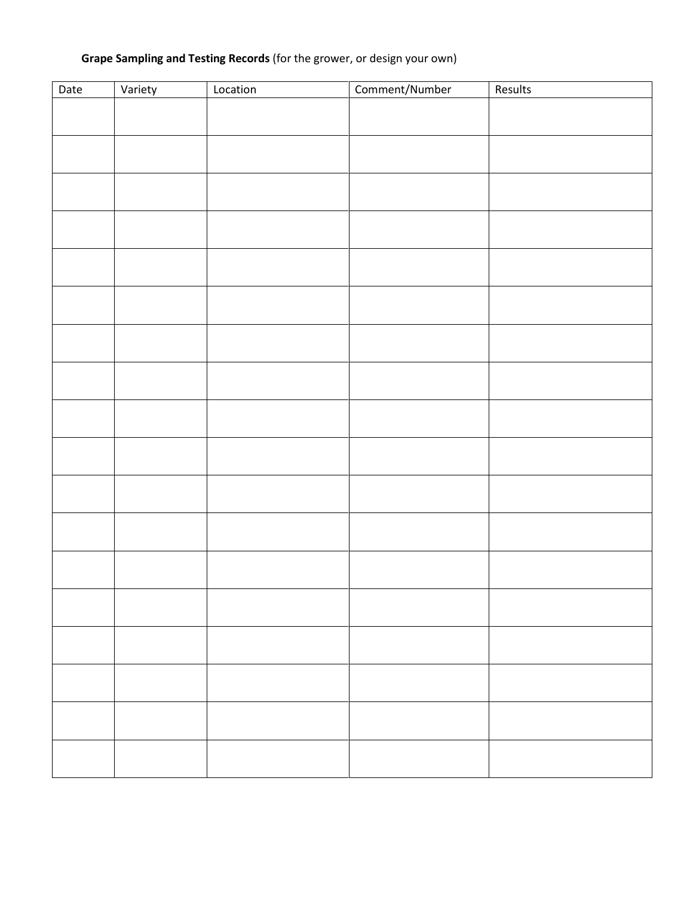**Grape Sampling and Testing Records** (for the grower, or design your own)

| Date | Variety | Location | Comment/Number | Results |
|---|---|---|---|---|
| | | | | |
| | | | | |
| | | | | |
| | | | | |
| | | | | |
| | | | | |
| | | | | |
| | | | | |
| | | | | |
| | | | | |
| | | | | |
| | | | | |
| | | | | |
| | | | | |
| | | | | |
| | | | | |
| | | | | |
| | | | | |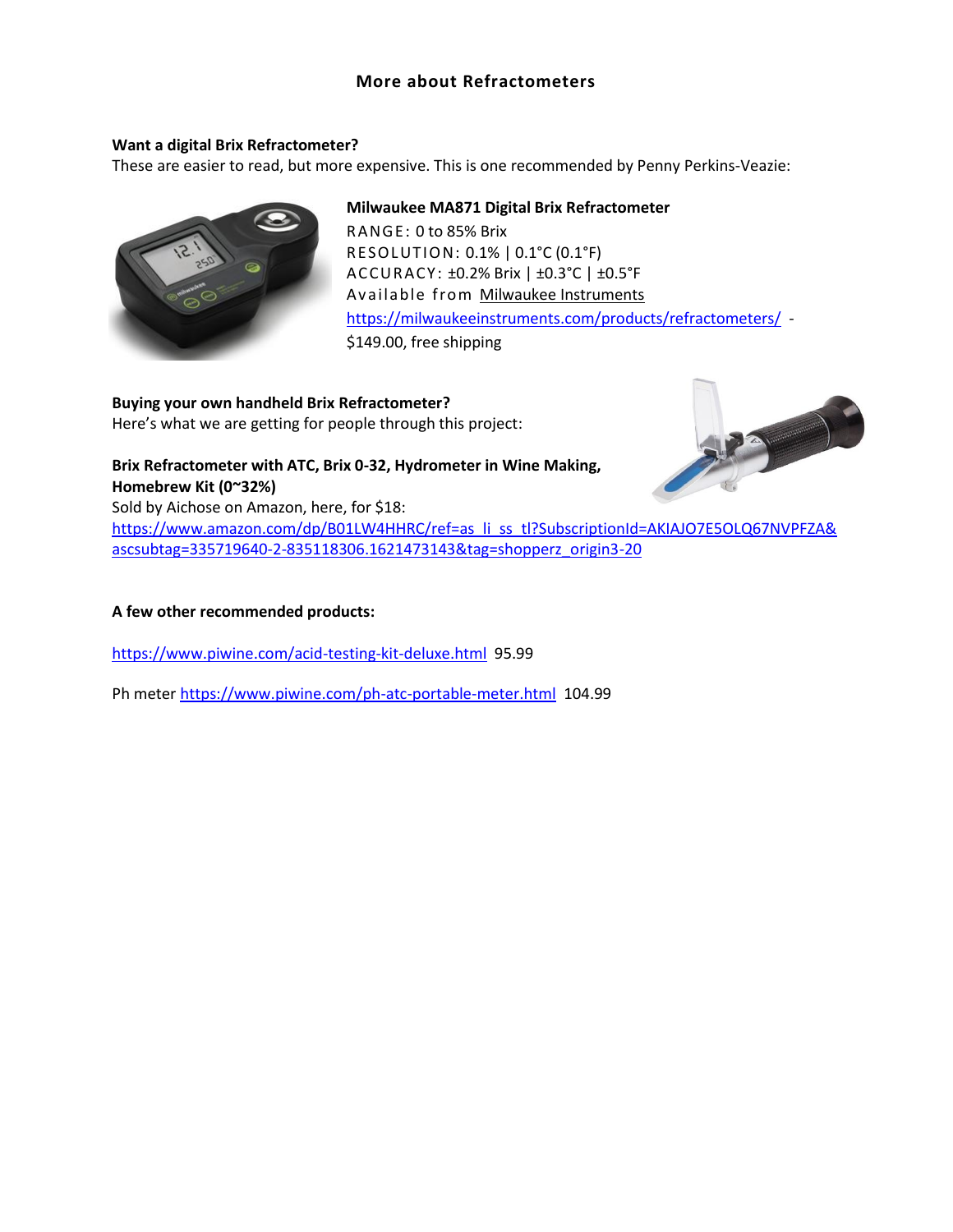## More about Refractometers

**Want a digital Brix Refractometer?**
These are easier to read, but more expensive. This is one recommended by Penny Perkins-Veazie:

**Milwaukee MA871 Digital Brix Refractometer**
RANGE: 0 to 85% Brix
RESOLUTION: 0.1% | 0.1°C (0.1°F)
ACCURACY: ±0.2% Brix | ±0.3°C | ±0.5°F
Available from Milwaukee Instruments
https://milwaukeeinstruments.com/products/refractometers/ - $149.00, free shipping

**Buying your own handheld Brix Refractometer?**
Here's what we are getting for people through this project:

**Brix Refractometer with ATC, Brix 0-32, Hydrometer in Wine Making, Homebrew Kit (0~32%)**
Sold by Aichose on Amazon, here, for $18:
https://www.amazon.com/dp/B01LW4HHRC/ref=as_li_ss_tl?SubscriptionId=AKIAJO7E5OLQ67NVPFZA&ascsubtag=335719640-2-835118306.1621473143&tag=shopperz_origin3-20

**A few other recommended products:**

https://www.piwine.com/acid-testing-kit-deluxe.html 95.99

Ph meter https://www.piwine.com/ph-atc-portable-meter.html 104.99